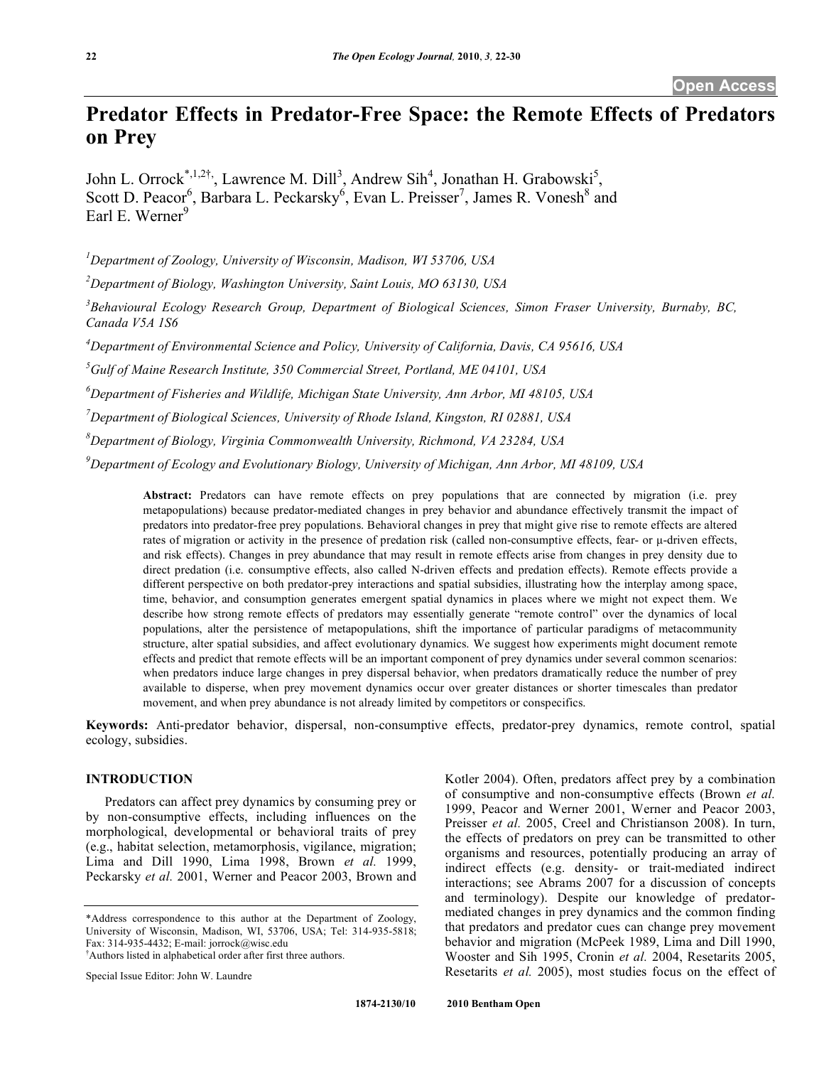# Predator Effects in Predator-Free Space: the Remote Effects of Predators on Prey

John L. Orrock[*,1,2†], Lawrence M. Dill[3], Andrew Sih[4], Jonathan H. Grabowski[5], Scott D. Peacor[6], Barbara L. Peckarsky[6], Evan L. Preisser[7], James R. Vonesh[8] and Earl E. Werner[9]

[1]Department of Zoology, University of Wisconsin, Madison, WI 53706, USA

[2]Department of Biology, Washington University, Saint Louis, MO 63130, USA

[3]Behavioural Ecology Research Group, Department of Biological Sciences, Simon Fraser University, Burnaby, BC, Canada V5A 1S6

[4]Department of Environmental Science and Policy, University of California, Davis, CA 95616, USA

[5]Gulf of Maine Research Institute, 350 Commercial Street, Portland, ME 04101, USA

[6]Department of Fisheries and Wildlife, Michigan State University, Ann Arbor, MI 48105, USA

[7]Department of Biological Sciences, University of Rhode Island, Kingston, RI 02881, USA

[8]Department of Biology, Virginia Commonwealth University, Richmond, VA 23284, USA

[9]Department of Ecology and Evolutionary Biology, University of Michigan, Ann Arbor, MI 48109, USA

**Abstract:** Predators can have remote effects on prey populations that are connected by migration (i.e. prey metapopulations) because predator-mediated changes in prey behavior and abundance effectively transmit the impact of predators into predator-free prey populations. Behavioral changes in prey that might give rise to remote effects are altered rates of migration or activity in the presence of predation risk (called non-consumptive effects, fear- or μ-driven effects, and risk effects). Changes in prey abundance that may result in remote effects arise from changes in prey density due to direct predation (i.e. consumptive effects, also called N-driven effects and predation effects). Remote effects provide a different perspective on both predator-prey interactions and spatial subsidies, illustrating how the interplay among space, time, behavior, and consumption generates emergent spatial dynamics in places where we might not expect them. We describe how strong remote effects of predators may essentially generate "remote control" over the dynamics of local populations, alter the persistence of metapopulations, shift the importance of particular paradigms of metacommunity structure, alter spatial subsidies, and affect evolutionary dynamics. We suggest how experiments might document remote effects and predict that remote effects will be an important component of prey dynamics under several common scenarios: when predators induce large changes in prey dispersal behavior, when predators dramatically reduce the number of prey available to disperse, when prey movement dynamics occur over greater distances or shorter timescales than predator movement, and when prey abundance is not already limited by competitors or conspecifics.

**Keywords:** Anti-predator behavior, dispersal, non-consumptive effects, predator-prey dynamics, remote control, spatial ecology, subsidies.

## INTRODUCTION

Predators can affect prey dynamics by consuming prey or by non-consumptive effects, including influences on the morphological, developmental or behavioral traits of prey (e.g., habitat selection, metamorphosis, vigilance, migration; Lima and Dill 1990, Lima 1998, Brown *et al.* 1999, Peckarsky *et al.* 2001, Werner and Peacor 2003, Brown and Kotler 2004). Often, predators affect prey by a combination of consumptive and non-consumptive effects (Brown *et al.* 1999, Peacor and Werner 2001, Werner and Peacor 2003, Preisser *et al.* 2005, Creel and Christianson 2008). In turn, the effects of predators on prey can be transmitted to other organisms and resources, potentially producing an array of indirect effects (e.g. density- or trait-mediated indirect interactions; see Abrams 2007 for a discussion of concepts and terminology). Despite our knowledge of predator-mediated changes in prey dynamics and the common finding that predators and predator cues can change prey movement behavior and migration (McPeek 1989, Lima and Dill 1990, Wooster and Sih 1995, Cronin *et al.* 2004, Resetarits 2005, Resetarits *et al.* 2005), most studies focus on the effect of

*Address correspondence to this author at the Department of Zoology, University of Wisconsin, Madison, WI, 53706, USA; Tel: 314-935-5818; Fax: 314-935-4432; E-mail: jorrock@wisc.edu

†Authors listed in alphabetical order after first three authors.

Special Issue Editor: John W. Laundre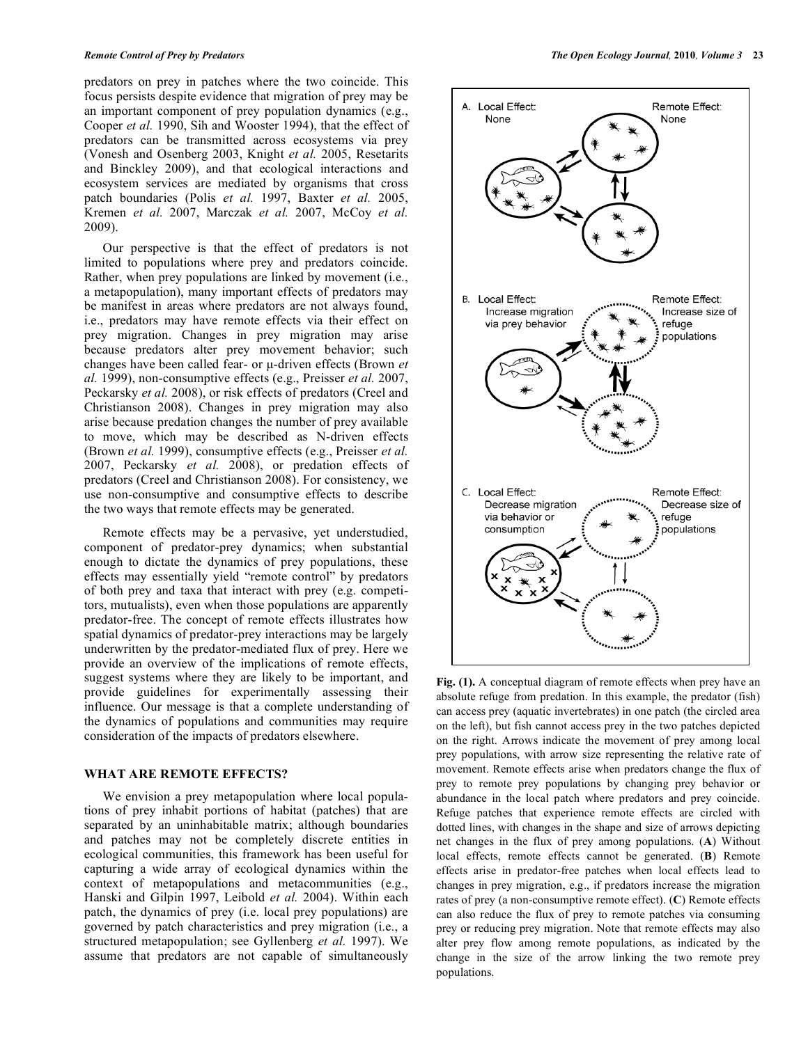predators on prey in patches where the two coincide. This focus persists despite evidence that migration of prey may be an important component of prey population dynamics (e.g., Cooper *et al.* 1990, Sih and Wooster 1994), that the effect of predators can be transmitted across ecosystems via prey (Vonesh and Osenberg 2003, Knight *et al.* 2005, Resetarits and Binckley 2009), and that ecological interactions and ecosystem services are mediated by organisms that cross patch boundaries (Polis *et al.* 1997, Baxter *et al.* 2005, Kremen *et al.* 2007, Marczak *et al.* 2007, McCoy *et al.* 2009).

Our perspective is that the effect of predators is not limited to populations where prey and predators coincide. Rather, when prey populations are linked by movement (i.e., a metapopulation), many important effects of predators may be manifest in areas where predators are not always found, i.e., predators may have remote effects via their effect on prey migration. Changes in prey migration may arise because predators alter prey movement behavior; such changes have been called fear- or μ-driven effects (Brown *et al.* 1999), non-consumptive effects (e.g., Preisser *et al.* 2007, Peckarsky *et al.* 2008), or risk effects of predators (Creel and Christianson 2008). Changes in prey migration may also arise because predation changes the number of prey available to move, which may be described as N-driven effects (Brown *et al.* 1999), consumptive effects (e.g., Preisser *et al.* 2007, Peckarsky *et al.* 2008), or predation effects of predators (Creel and Christianson 2008). For consistency, we use non-consumptive and consumptive effects to describe the two ways that remote effects may be generated.

Remote effects may be a pervasive, yet understudied, component of predator-prey dynamics; when substantial enough to dictate the dynamics of prey populations, these effects may essentially yield "remote control" by predators of both prey and taxa that interact with prey (e.g. competitors, mutualists), even when those populations are apparently predator-free. The concept of remote effects illustrates how spatial dynamics of predator-prey interactions may be largely underwritten by the predator-mediated flux of prey. Here we provide an overview of the implications of remote effects, suggest systems where they are likely to be important, and provide guidelines for experimentally assessing their influence. Our message is that a complete understanding of the dynamics of populations and communities may require consideration of the impacts of predators elsewhere.

## WHAT ARE REMOTE EFFECTS?

We envision a prey metapopulation where local populations of prey inhabit portions of habitat (patches) that are separated by an uninhabitable matrix; although boundaries and patches may not be completely discrete entities in ecological communities, this framework has been useful for capturing a wide array of ecological dynamics within the context of metapopulations and metacommunities (e.g., Hanski and Gilpin 1997, Leibold *et al.* 2004). Within each patch, the dynamics of prey (i.e. local prey populations) are governed by patch characteristics and prey migration (i.e., a structured metapopulation; see Gyllenberg *et al.* 1997). We assume that predators are not capable of simultaneously

**Fig. (1).** A conceptual diagram of remote effects when prey have an absolute refuge from predation. In this example, the predator (fish) can access prey (aquatic invertebrates) in one patch (the circled area on the left), but fish cannot access prey in the two patches depicted on the right. Arrows indicate the movement of prey among local prey populations, with arrow size representing the relative rate of movement. Remote effects arise when predators change the flux of prey to remote prey populations by changing prey behavior or abundance in the local patch where predators and prey coincide. Refuge patches that experience remote effects are circled with dotted lines, with changes in the shape and size of arrows depicting net changes in the flux of prey among populations. (**A**) Without local effects, remote effects cannot be generated. (**B**) Remote effects arise in predator-free patches when local effects lead to changes in prey migration, e.g., if predators increase the migration rates of prey (a non-consumptive remote effect). (**C**) Remote effects can also reduce the flux of prey to remote patches via consuming prey or reducing prey migration. Note that remote effects may also alter prey flow among remote populations, as indicated by the change in the size of the arrow linking the two remote prey populations.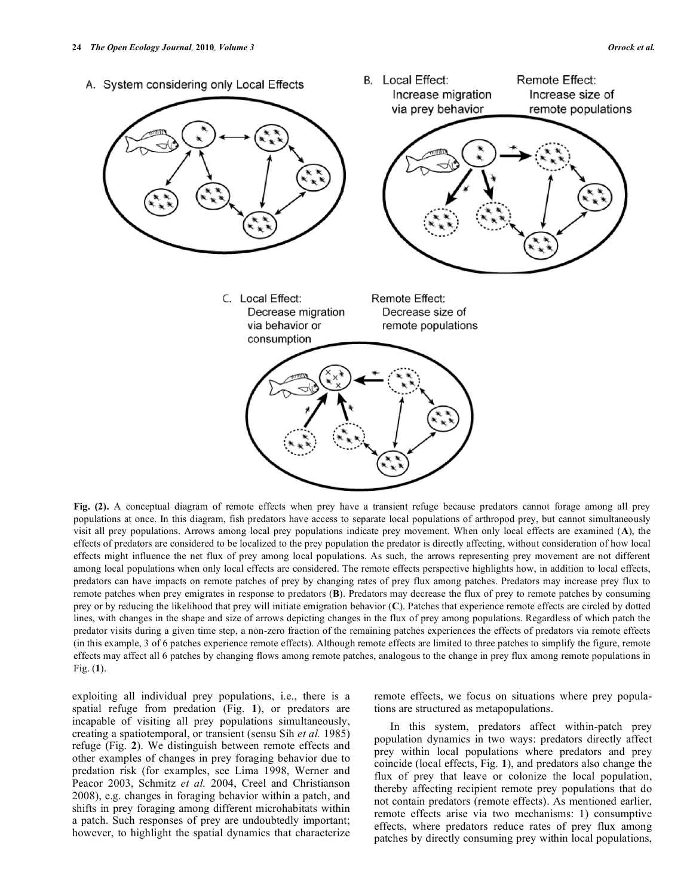Fig. (2). A conceptual diagram of remote effects when prey have a transient refuge because predators cannot forage among all prey populations at once. In this diagram, fish predators have access to separate local populations of arthropod prey, but cannot simultaneously visit all prey populations. Arrows among local prey populations indicate prey movement. When only local effects are examined (**A**), the effects of predators are considered to be localized to the prey population the predator is directly affecting, without consideration of how local effects might influence the net flux of prey among local populations. As such, the arrows representing prey movement are not different among local populations when only local effects are considered. The remote effects perspective highlights how, in addition to local effects, predators can have impacts on remote patches of prey by changing rates of prey flux among patches. Predators may increase prey flux to remote patches when prey emigrates in response to predators (**B**). Predators may decrease the flux of prey to remote patches by consuming prey or by reducing the likelihood that prey will initiate emigration behavior (**C**). Patches that experience remote effects are circled by dotted lines, with changes in the shape and size of arrows depicting changes in the flux of prey among populations. Regardless of which patch the predator visits during a given time step, a non-zero fraction of the remaining patches experiences the effects of predators via remote effects (in this example, 3 of 6 patches experience remote effects). Although remote effects are limited to three patches to simplify the figure, remote effects may affect all 6 patches by changing flows among remote patches, analogous to the change in prey flux among remote populations in Fig. (**1**).

exploiting all individual prey populations, i.e., there is a spatial refuge from predation (Fig. **1**), or predators are incapable of visiting all prey populations simultaneously, creating a spatiotemporal, or transient (sensu Sih *et al.* 1985) refuge (Fig. **2**). We distinguish between remote effects and other examples of changes in prey foraging behavior due to predation risk (for examples, see Lima 1998, Werner and Peacor 2003, Schmitz *et al.* 2004, Creel and Christianson 2008), e.g. changes in foraging behavior within a patch, and shifts in prey foraging among different microhabitats within a patch. Such responses of prey are undoubtedly important; however, to highlight the spatial dynamics that characterize remote effects, we focus on situations where prey populations are structured as metapopulations.

In this system, predators affect within-patch prey population dynamics in two ways: predators directly affect prey within local populations where predators and prey coincide (local effects, Fig. **1**), and predators also change the flux of prey that leave or colonize the local population, thereby affecting recipient remote prey populations that do not contain predators (remote effects). As mentioned earlier, remote effects arise via two mechanisms: 1) consumptive effects, where predators reduce rates of prey flux among patches by directly consuming prey within local populations,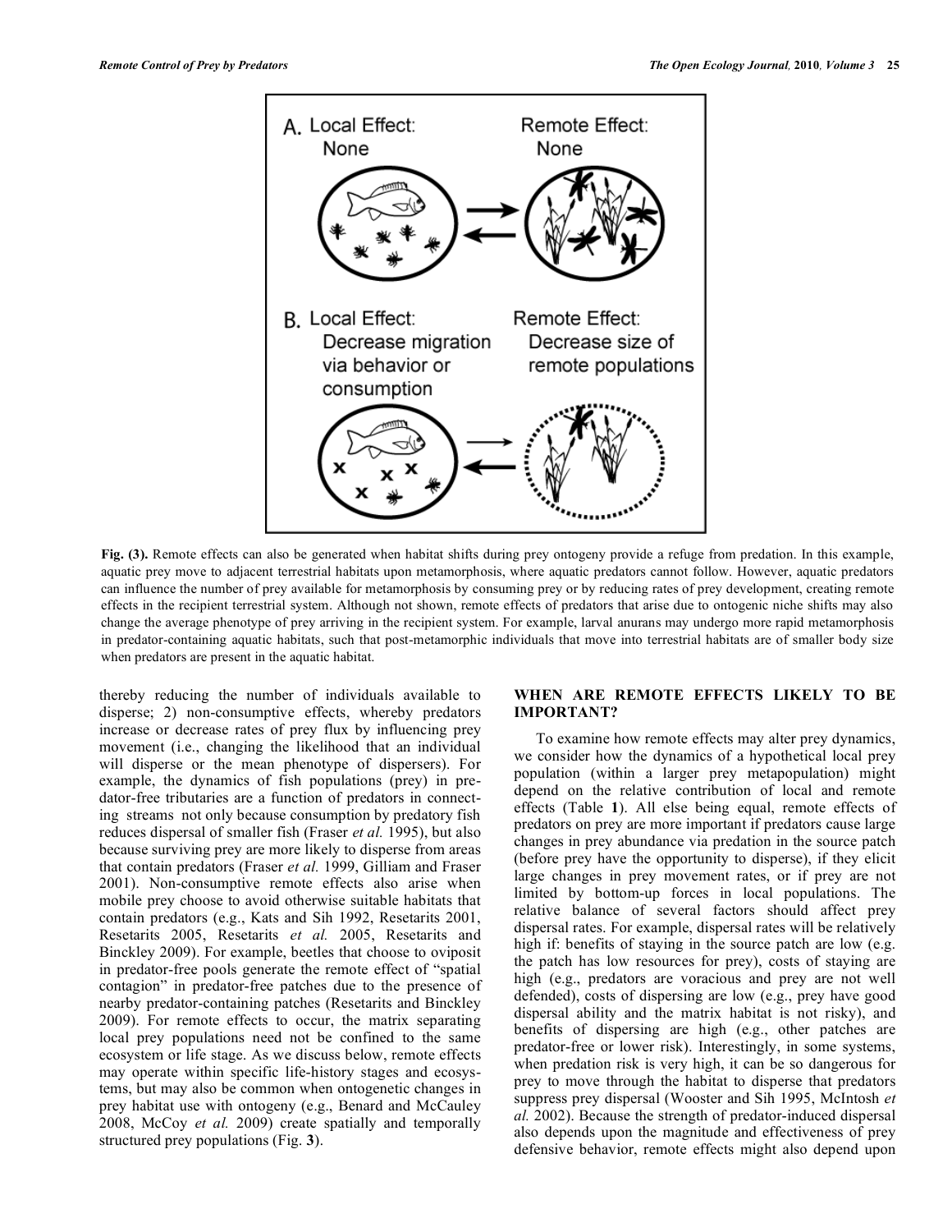Fig. (3). Remote effects can also be generated when habitat shifts during prey ontogeny provide a refuge from predation. In this example, aquatic prey move to adjacent terrestrial habitats upon metamorphosis, where aquatic predators cannot follow. However, aquatic predators can influence the number of prey available for metamorphosis by consuming prey or by reducing rates of prey development, creating remote effects in the recipient terrestrial system. Although not shown, remote effects of predators that arise due to ontogenic niche shifts may also change the average phenotype of prey arriving in the recipient system. For example, larval anurans may undergo more rapid metamorphosis in predator-containing aquatic habitats, such that post-metamorphic individuals that move into terrestrial habitats are of smaller body size when predators are present in the aquatic habitat.

thereby reducing the number of individuals available to disperse; 2) non-consumptive effects, whereby predators increase or decrease rates of prey flux by influencing prey movement (i.e., changing the likelihood that an individual will disperse or the mean phenotype of dispersers). For example, the dynamics of fish populations (prey) in predator-free tributaries are a function of predators in connecting streams not only because consumption by predatory fish reduces dispersal of smaller fish (Fraser *et al.* 1995), but also because surviving prey are more likely to disperse from areas that contain predators (Fraser *et al.* 1999, Gilliam and Fraser 2001). Non-consumptive remote effects also arise when mobile prey choose to avoid otherwise suitable habitats that contain predators (e.g., Kats and Sih 1992, Resetarits 2001, Resetarits 2005, Resetarits *et al.* 2005, Resetarits and Binckley 2009). For example, beetles that choose to oviposit in predator-free pools generate the remote effect of "spatial contagion" in predator-free patches due to the presence of nearby predator-containing patches (Resetarits and Binckley 2009). For remote effects to occur, the matrix separating local prey populations need not be confined to the same ecosystem or life stage. As we discuss below, remote effects may operate within specific life-history stages and ecosystems, but may also be common when ontogenetic changes in prey habitat use with ontogeny (e.g., Benard and McCauley 2008, McCoy *et al.* 2009) create spatially and temporally structured prey populations (Fig. **3**).

## WHEN ARE REMOTE EFFECTS LIKELY TO BE IMPORTANT?

To examine how remote effects may alter prey dynamics, we consider how the dynamics of a hypothetical local prey population (within a larger prey metapopulation) might depend on the relative contribution of local and remote effects (Table **1**). All else being equal, remote effects of predators on prey are more important if predators cause large changes in prey abundance via predation in the source patch (before prey have the opportunity to disperse), if they elicit large changes in prey movement rates, or if prey are not limited by bottom-up forces in local populations. The relative balance of several factors should affect prey dispersal rates. For example, dispersal rates will be relatively high if: benefits of staying in the source patch are low (e.g. the patch has low resources for prey), costs of staying are high (e.g., predators are voracious and prey are not well defended), costs of dispersing are low (e.g., prey have good dispersal ability and the matrix habitat is not risky), and benefits of dispersing are high (e.g., other patches are predator-free or lower risk). Interestingly, in some systems, when predation risk is very high, it can be so dangerous for prey to move through the habitat to disperse that predators suppress prey dispersal (Wooster and Sih 1995, McIntosh *et al.* 2002). Because the strength of predator-induced dispersal also depends upon the magnitude and effectiveness of prey defensive behavior, remote effects might also depend upon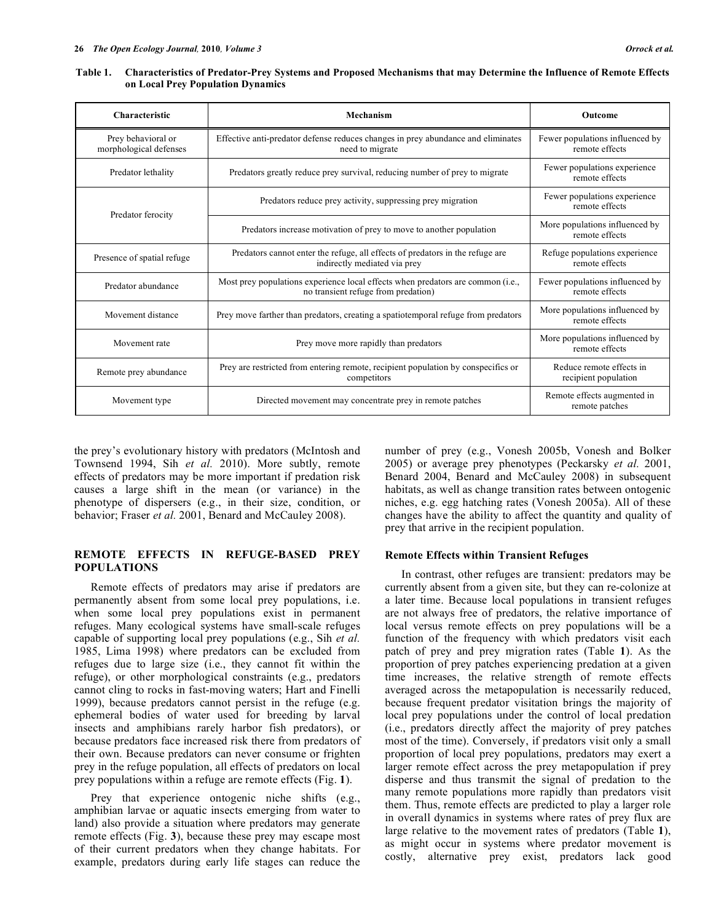**Table 1. Characteristics of Predator-Prey Systems and Proposed Mechanisms that may Determine the Influence of Remote Effects on Local Prey Population Dynamics**

| Characteristic | Mechanism | Outcome |
|---|---|---|
| Prey behavioral or morphological defenses | Effective anti-predator defense reduces changes in prey abundance and eliminates need to migrate | Fewer populations influenced by remote effects |
| Predator lethality | Predators greatly reduce prey survival, reducing number of prey to migrate | Fewer populations experience remote effects |
| Predator ferocity | Predators reduce prey activity, suppressing prey migration | Fewer populations experience remote effects |
| | Predators increase motivation of prey to move to another population | More populations influenced by remote effects |
| Presence of spatial refuge | Predators cannot enter the refuge, all effects of predators in the refuge are indirectly mediated via prey | Refuge populations experience remote effects |
| Predator abundance | Most prey populations experience local effects when predators are common (i.e., no transient refuge from predation) | Fewer populations influenced by remote effects |
| Movement distance | Prey move farther than predators, creating a spatiotemporal refuge from predators | More populations influenced by remote effects |
| Movement rate | Prey move more rapidly than predators | More populations influenced by remote effects |
| Remote prey abundance | Prey are restricted from entering remote, recipient population by conspecifics or competitors | Reduce remote effects in recipient population |
| Movement type | Directed movement may concentrate prey in remote patches | Remote effects augmented in remote patches |

the prey's evolutionary history with predators (McIntosh and Townsend 1994, Sih *et al.* 2010). More subtly, remote effects of predators may be more important if predation risk causes a large shift in the mean (or variance) in the phenotype of dispersers (e.g., in their size, condition, or behavior; Fraser *et al.* 2001, Benard and McCauley 2008).

## REMOTE EFFECTS IN REFUGE-BASED PREY POPULATIONS

Remote effects of predators may arise if predators are permanently absent from some local prey populations, i.e. when some local prey populations exist in permanent refuges. Many ecological systems have small-scale refuges capable of supporting local prey populations (e.g., Sih *et al.* 1985, Lima 1998) where predators can be excluded from refuges due to large size (i.e., they cannot fit within the refuge), or other morphological constraints (e.g., predators cannot cling to rocks in fast-moving waters; Hart and Finelli 1999), because predators cannot persist in the refuge (e.g. ephemeral bodies of water used for breeding by larval insects and amphibians rarely harbor fish predators), or because predators face increased risk there from predators of their own. Because predators can never consume or frighten prey in the refuge population, all effects of predators on local prey populations within a refuge are remote effects (Fig. **1**).

Prey that experience ontogenic niche shifts (e.g., amphibian larvae or aquatic insects emerging from water to land) also provide a situation where predators may generate remote effects (Fig. **3**), because these prey may escape most of their current predators when they change habitats. For example, predators during early life stages can reduce the number of prey (e.g., Vonesh 2005b, Vonesh and Bolker 2005) or average prey phenotypes (Peckarsky *et al.* 2001, Benard 2004, Benard and McCauley 2008) in subsequent habitats, as well as change transition rates between ontogenic niches, e.g. egg hatching rates (Vonesh 2005a). All of these changes have the ability to affect the quantity and quality of prey that arrive in the recipient population.

### Remote Effects within Transient Refuges

In contrast, other refuges are transient: predators may be currently absent from a given site, but they can re-colonize at a later time. Because local populations in transient refuges are not always free of predators, the relative importance of local versus remote effects on prey populations will be a function of the frequency with which predators visit each patch of prey and prey migration rates (Table **1**). As the proportion of prey patches experiencing predation at a given time increases, the relative strength of remote effects averaged across the metapopulation is necessarily reduced, because frequent predator visitation brings the majority of local prey populations under the control of local predation (i.e., predators directly affect the majority of prey patches most of the time). Conversely, if predators visit only a small proportion of local prey populations, predators may exert a larger remote effect across the prey metapopulation if prey disperse and thus transmit the signal of predation to the many remote populations more rapidly than predators visit them. Thus, remote effects are predicted to play a larger role in overall dynamics in systems where rates of prey flux are large relative to the movement rates of predators (Table **1**), as might occur in systems where predator movement is costly, alternative prey exist, predators lack good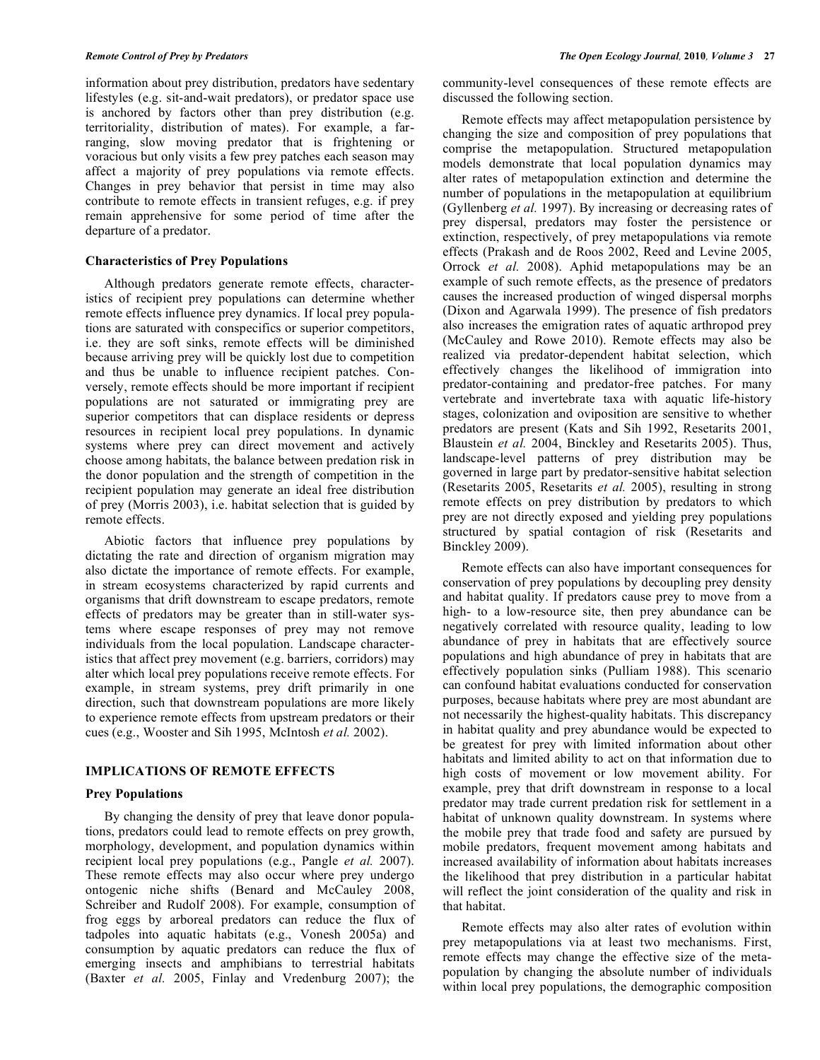information about prey distribution, predators have sedentary lifestyles (e.g. sit-and-wait predators), or predator space use is anchored by factors other than prey distribution (e.g. territoriality, distribution of mates). For example, a far-ranging, slow moving predator that is frightening or voracious but only visits a few prey patches each season may affect a majority of prey populations via remote effects. Changes in prey behavior that persist in time may also contribute to remote effects in transient refuges, e.g. if prey remain apprehensive for some period of time after the departure of a predator.

### Characteristics of Prey Populations

Although predators generate remote effects, characteristics of recipient prey populations can determine whether remote effects influence prey dynamics. If local prey populations are saturated with conspecifics or superior competitors, i.e. they are soft sinks, remote effects will be diminished because arriving prey will be quickly lost due to competition and thus be unable to influence recipient patches. Conversely, remote effects should be more important if recipient populations are not saturated or immigrating prey are superior competitors that can displace residents or depress resources in recipient local prey populations. In dynamic systems where prey can direct movement and actively choose among habitats, the balance between predation risk in the donor population and the strength of competition in the recipient population may generate an ideal free distribution of prey (Morris 2003), i.e. habitat selection that is guided by remote effects.

Abiotic factors that influence prey populations by dictating the rate and direction of organism migration may also dictate the importance of remote effects. For example, in stream ecosystems characterized by rapid currents and organisms that drift downstream to escape predators, remote effects of predators may be greater than in still-water systems where escape responses of prey may not remove individuals from the local population. Landscape characteristics that affect prey movement (e.g. barriers, corridors) may alter which local prey populations receive remote effects. For example, in stream systems, prey drift primarily in one direction, such that downstream populations are more likely to experience remote effects from upstream predators or their cues (e.g., Wooster and Sih 1995, McIntosh *et al.* 2002).

## IMPLICATIONS OF REMOTE EFFECTS

### Prey Populations

By changing the density of prey that leave donor populations, predators could lead to remote effects on prey growth, morphology, development, and population dynamics within recipient local prey populations (e.g., Pangle *et al.* 2007). These remote effects may also occur where prey undergo ontogenic niche shifts (Benard and McCauley 2008, Schreiber and Rudolf 2008). For example, consumption of frog eggs by arboreal predators can reduce the flux of tadpoles into aquatic habitats (e.g., Vonesh 2005a) and consumption by aquatic predators can reduce the flux of emerging insects and amphibians to terrestrial habitats (Baxter *et al.* 2005, Finlay and Vredenburg 2007); the community-level consequences of these remote effects are discussed the following section.

Remote effects may affect metapopulation persistence by changing the size and composition of prey populations that comprise the metapopulation. Structured metapopulation models demonstrate that local population dynamics may alter rates of metapopulation extinction and determine the number of populations in the metapopulation at equilibrium (Gyllenberg *et al.* 1997). By increasing or decreasing rates of prey dispersal, predators may foster the persistence or extinction, respectively, of prey metapopulations via remote effects (Prakash and de Roos 2002, Reed and Levine 2005, Orrock *et al.* 2008). Aphid metapopulations may be an example of such remote effects, as the presence of predators causes the increased production of winged dispersal morphs (Dixon and Agarwala 1999). The presence of fish predators also increases the emigration rates of aquatic arthropod prey (McCauley and Rowe 2010). Remote effects may also be realized via predator-dependent habitat selection, which effectively changes the likelihood of immigration into predator-containing and predator-free patches. For many vertebrate and invertebrate taxa with aquatic life-history stages, colonization and oviposition are sensitive to whether predators are present (Kats and Sih 1992, Resetarits 2001, Blaustein *et al.* 2004, Binckley and Resetarits 2005). Thus, landscape-level patterns of prey distribution may be governed in large part by predator-sensitive habitat selection (Resetarits 2005, Resetarits *et al.* 2005), resulting in strong remote effects on prey distribution by predators to which prey are not directly exposed and yielding prey populations structured by spatial contagion of risk (Resetarits and Binckley 2009).

Remote effects can also have important consequences for conservation of prey populations by decoupling prey density and habitat quality. If predators cause prey to move from a high- to a low-resource site, then prey abundance can be negatively correlated with resource quality, leading to low abundance of prey in habitats that are effectively source populations and high abundance of prey in habitats that are effectively population sinks (Pulliam 1988). This scenario can confound habitat evaluations conducted for conservation purposes, because habitats where prey are most abundant are not necessarily the highest-quality habitats. This discrepancy in habitat quality and prey abundance would be expected to be greatest for prey with limited information about other habitats and limited ability to act on that information due to high costs of movement or low movement ability. For example, prey that drift downstream in response to a local predator may trade current predation risk for settlement in a habitat of unknown quality downstream. In systems where the mobile prey that trade food and safety are pursued by mobile predators, frequent movement among habitats and increased availability of information about habitats increases the likelihood that prey distribution in a particular habitat will reflect the joint consideration of the quality and risk in that habitat.

Remote effects may also alter rates of evolution within prey metapopulations via at least two mechanisms. First, remote effects may change the effective size of the metapopulation by changing the absolute number of individuals within local prey populations, the demographic composition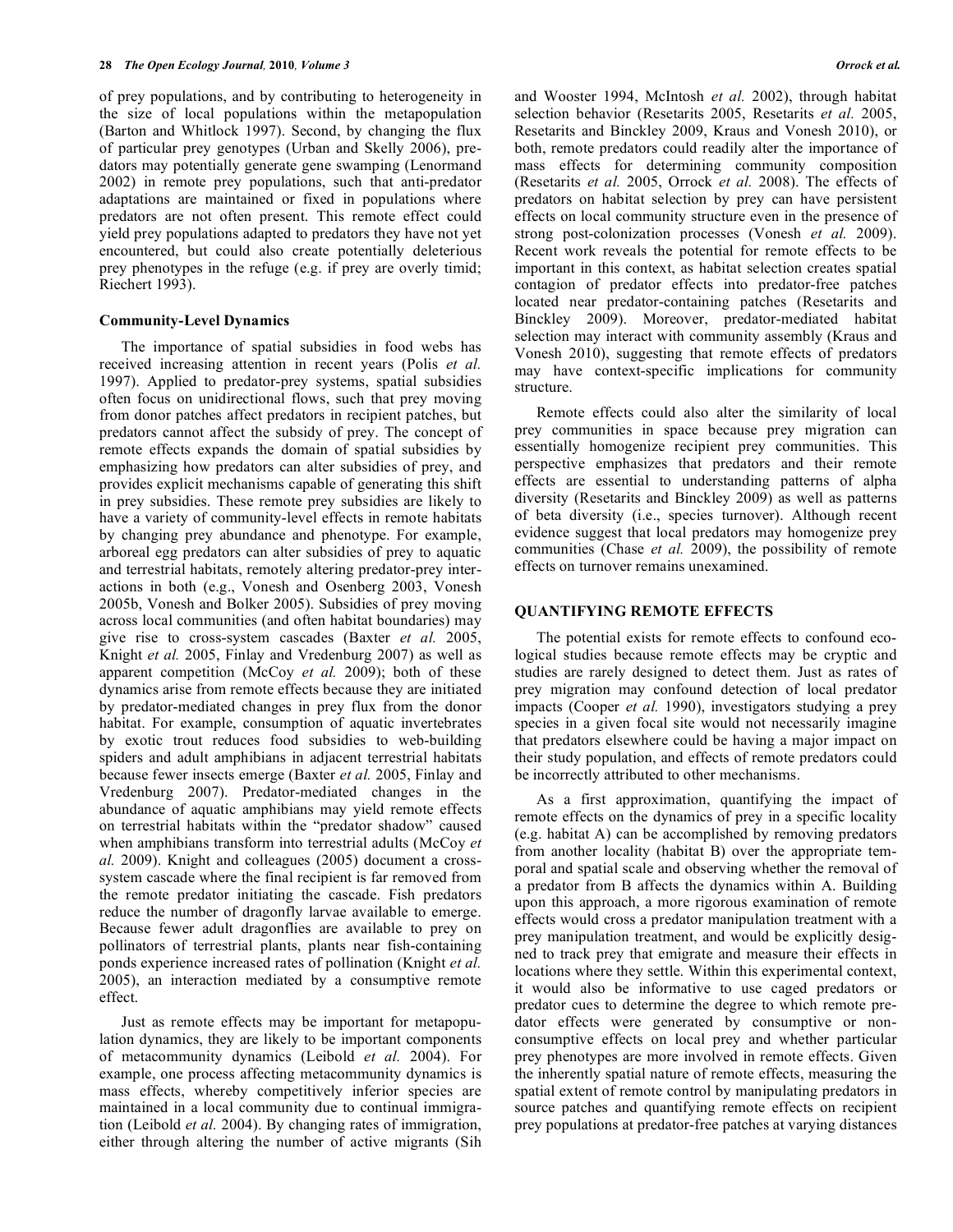of prey populations, and by contributing to heterogeneity in the size of local populations within the metapopulation (Barton and Whitlock 1997). Second, by changing the flux of particular prey genotypes (Urban and Skelly 2006), predators may potentially generate gene swamping (Lenormand 2002) in remote prey populations, such that anti-predator adaptations are maintained or fixed in populations where predators are not often present. This remote effect could yield prey populations adapted to predators they have not yet encountered, but could also create potentially deleterious prey phenotypes in the refuge (e.g. if prey are overly timid; Riechert 1993).

### Community-Level Dynamics

The importance of spatial subsidies in food webs has received increasing attention in recent years (Polis *et al.* 1997). Applied to predator-prey systems, spatial subsidies often focus on unidirectional flows, such that prey moving from donor patches affect predators in recipient patches, but predators cannot affect the subsidy of prey. The concept of remote effects expands the domain of spatial subsidies by emphasizing how predators can alter subsidies of prey, and provides explicit mechanisms capable of generating this shift in prey subsidies. These remote prey subsidies are likely to have a variety of community-level effects in remote habitats by changing prey abundance and phenotype. For example, arboreal egg predators can alter subsidies of prey to aquatic and terrestrial habitats, remotely altering predator-prey interactions in both (e.g., Vonesh and Osenberg 2003, Vonesh 2005b, Vonesh and Bolker 2005). Subsidies of prey moving across local communities (and often habitat boundaries) may give rise to cross-system cascades (Baxter *et al.* 2005, Knight *et al.* 2005, Finlay and Vredenburg 2007) as well as apparent competition (McCoy *et al.* 2009); both of these dynamics arise from remote effects because they are initiated by predator-mediated changes in prey flux from the donor habitat. For example, consumption of aquatic invertebrates by exotic trout reduces food subsidies to web-building spiders and adult amphibians in adjacent terrestrial habitats because fewer insects emerge (Baxter *et al.* 2005, Finlay and Vredenburg 2007). Predator-mediated changes in the abundance of aquatic amphibians may yield remote effects on terrestrial habitats within the "predator shadow" caused when amphibians transform into terrestrial adults (McCoy *et al.* 2009). Knight and colleagues (2005) document a cross-system cascade where the final recipient is far removed from the remote predator initiating the cascade. Fish predators reduce the number of dragonfly larvae available to emerge. Because fewer adult dragonflies are available to prey on pollinators of terrestrial plants, plants near fish-containing ponds experience increased rates of pollination (Knight *et al.* 2005), an interaction mediated by a consumptive remote effect.

Just as remote effects may be important for metapopulation dynamics, they are likely to be important components of metacommunity dynamics (Leibold *et al.* 2004). For example, one process affecting metacommunity dynamics is mass effects, whereby competitively inferior species are maintained in a local community due to continual immigration (Leibold *et al.* 2004). By changing rates of immigration, either through altering the number of active migrants (Sih and Wooster 1994, McIntosh *et al.* 2002), through habitat selection behavior (Resetarits 2005, Resetarits *et al.* 2005, Resetarits and Binckley 2009, Kraus and Vonesh 2010), or both, remote predators could readily alter the importance of mass effects for determining community composition (Resetarits *et al.* 2005, Orrock *et al.* 2008). The effects of predators on habitat selection by prey can have persistent effects on local community structure even in the presence of strong post-colonization processes (Vonesh *et al.* 2009). Recent work reveals the potential for remote effects to be important in this context, as habitat selection creates spatial contagion of predator effects into predator-free patches located near predator-containing patches (Resetarits and Binckley 2009). Moreover, predator-mediated habitat selection may interact with community assembly (Kraus and Vonesh 2010), suggesting that remote effects of predators may have context-specific implications for community structure.

Remote effects could also alter the similarity of local prey communities in space because prey migration can essentially homogenize recipient prey communities. This perspective emphasizes that predators and their remote effects are essential to understanding patterns of alpha diversity (Resetarits and Binckley 2009) as well as patterns of beta diversity (i.e., species turnover). Although recent evidence suggest that local predators may homogenize prey communities (Chase *et al.* 2009), the possibility of remote effects on turnover remains unexamined.

## QUANTIFYING REMOTE EFFECTS

The potential exists for remote effects to confound ecological studies because remote effects may be cryptic and studies are rarely designed to detect them. Just as rates of prey migration may confound detection of local predator impacts (Cooper *et al.* 1990), investigators studying a prey species in a given focal site would not necessarily imagine that predators elsewhere could be having a major impact on their study population, and effects of remote predators could be incorrectly attributed to other mechanisms.

As a first approximation, quantifying the impact of remote effects on the dynamics of prey in a specific locality (e.g. habitat A) can be accomplished by removing predators from another locality (habitat B) over the appropriate temporal and spatial scale and observing whether the removal of a predator from B affects the dynamics within A. Building upon this approach, a more rigorous examination of remote effects would cross a predator manipulation treatment with a prey manipulation treatment, and would be explicitly designed to track prey that emigrate and measure their effects in locations where they settle. Within this experimental context, it would also be informative to use caged predators or predator cues to determine the degree to which remote predator effects were generated by consumptive or non-consumptive effects on local prey and whether particular prey phenotypes are more involved in remote effects. Given the inherently spatial nature of remote effects, measuring the spatial extent of remote control by manipulating predators in source patches and quantifying remote effects on recipient prey populations at predator-free patches at varying distances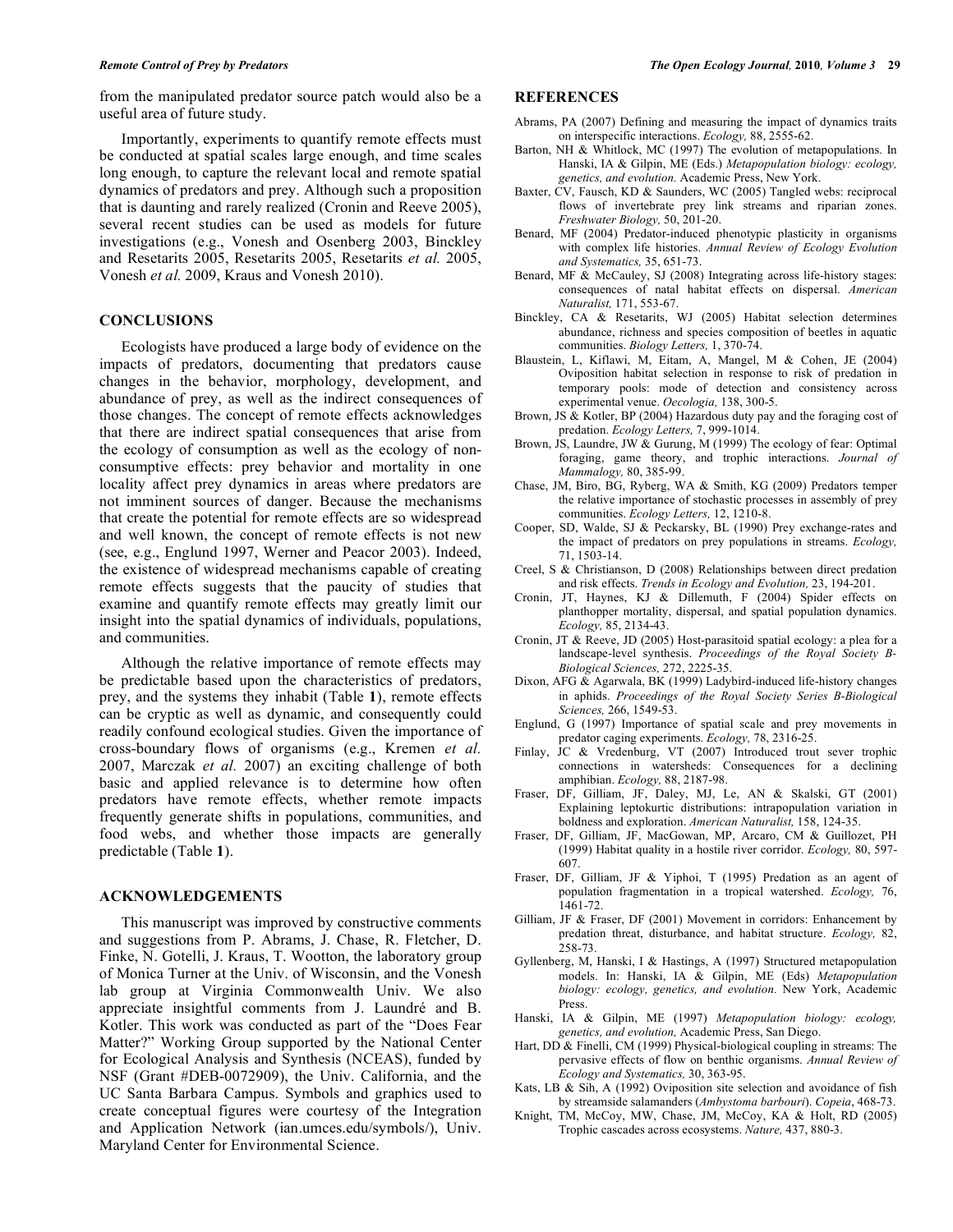from the manipulated predator source patch would also be a useful area of future study.

Importantly, experiments to quantify remote effects must be conducted at spatial scales large enough, and time scales long enough, to capture the relevant local and remote spatial dynamics of predators and prey. Although such a proposition that is daunting and rarely realized (Cronin and Reeve 2005), several recent studies can be used as models for future investigations (e.g., Vonesh and Osenberg 2003, Binckley and Resetarits 2005, Resetarits 2005, Resetarits *et al.* 2005, Vonesh *et al.* 2009, Kraus and Vonesh 2010).

## CONCLUSIONS

Ecologists have produced a large body of evidence on the impacts of predators, documenting that predators cause changes in the behavior, morphology, development, and abundance of prey, as well as the indirect consequences of those changes. The concept of remote effects acknowledges that there are indirect spatial consequences that arise from the ecology of consumption as well as the ecology of non-consumptive effects: prey behavior and mortality in one locality affect prey dynamics in areas where predators are not imminent sources of danger. Because the mechanisms that create the potential for remote effects are so widespread and well known, the concept of remote effects is not new (see, e.g., Englund 1997, Werner and Peacor 2003). Indeed, the existence of widespread mechanisms capable of creating remote effects suggests that the paucity of studies that examine and quantify remote effects may greatly limit our insight into the spatial dynamics of individuals, populations, and communities.

Although the relative importance of remote effects may be predictable based upon the characteristics of predators, prey, and the systems they inhabit (Table **1**), remote effects can be cryptic as well as dynamic, and consequently could readily confound ecological studies. Given the importance of cross-boundary flows of organisms (e.g., Kremen *et al.* 2007, Marczak *et al.* 2007) an exciting challenge of both basic and applied relevance is to determine how often predators have remote effects, whether remote impacts frequently generate shifts in populations, communities, and food webs, and whether those impacts are generally predictable (Table **1**).

## ACKNOWLEDGEMENTS

This manuscript was improved by constructive comments and suggestions from P. Abrams, J. Chase, R. Fletcher, D. Finke, N. Gotelli, J. Kraus, T. Wootton, the laboratory group of Monica Turner at the Univ. of Wisconsin, and the Vonesh lab group at Virginia Commonwealth Univ. We also appreciate insightful comments from J. Laundré and B. Kotler. This work was conducted as part of the "Does Fear Matter?" Working Group supported by the National Center for Ecological Analysis and Synthesis (NCEAS), funded by NSF (Grant #DEB-0072909), the Univ. California, and the UC Santa Barbara Campus. Symbols and graphics used to create conceptual figures were courtesy of the Integration and Application Network (ian.umces.edu/symbols/), Univ. Maryland Center for Environmental Science.

## REFERENCES

Abrams, PA (2007) Defining and measuring the impact of dynamics traits on interspecific interactions. *Ecology,* 88, 2555-62.

Barton, NH & Whitlock, MC (1997) The evolution of metapopulations. In Hanski, IA & Gilpin, ME (Eds.) *Metapopulation biology: ecology, genetics, and evolution.* Academic Press, New York.

Baxter, CV, Fausch, KD & Saunders, WC (2005) Tangled webs: reciprocal flows of invertebrate prey link streams and riparian zones. *Freshwater Biology,* 50, 201-20.

Benard, MF (2004) Predator-induced phenotypic plasticity in organisms with complex life histories. *Annual Review of Ecology Evolution and Systematics,* 35, 651-73.

Benard, MF & McCauley, SJ (2008) Integrating across life-history stages: consequences of natal habitat effects on dispersal. *American Naturalist,* 171, 553-67.

Binckley, CA & Resetarits, WJ (2005) Habitat selection determines abundance, richness and species composition of beetles in aquatic communities. *Biology Letters,* 1, 370-74.

Blaustein, L, Kiflawi, M, Eitam, A, Mangel, M & Cohen, JE (2004) Oviposition habitat selection in response to risk of predation in temporary pools: mode of detection and consistency across experimental venue. *Oecologia,* 138, 300-5.

Brown, JS & Kotler, BP (2004) Hazardous duty pay and the foraging cost of predation. *Ecology Letters,* 7, 999-1014.

Brown, JS, Laundre, JW & Gurung, M (1999) The ecology of fear: Optimal foraging, game theory, and trophic interactions. *Journal of Mammalogy,* 80, 385-99.

Chase, JM, Biro, BG, Ryberg, WA & Smith, KG (2009) Predators temper the relative importance of stochastic processes in assembly of prey communities. *Ecology Letters,* 12, 1210-8.

Cooper, SD, Walde, SJ & Peckarsky, BL (1990) Prey exchange-rates and the impact of predators on prey populations in streams. *Ecology,* 71, 1503-14.

Creel, S & Christianson, D (2008) Relationships between direct predation and risk effects. *Trends in Ecology and Evolution,* 23, 194-201.

Cronin, JT, Haynes, KJ & Dillemuth, F (2004) Spider effects on planthopper mortality, dispersal, and spatial population dynamics. *Ecology,* 85, 2134-43.

Cronin, JT & Reeve, JD (2005) Host-parasitoid spatial ecology: a plea for a landscape-level synthesis. *Proceedings of the Royal Society B-Biological Sciences,* 272, 2225-35.

Dixon, AFG & Agarwala, BK (1999) Ladybird-induced life-history changes in aphids. *Proceedings of the Royal Society Series B-Biological Sciences,* 266, 1549-53.

Englund, G (1997) Importance of spatial scale and prey movements in predator caging experiments. *Ecology,* 78, 2316-25.

Finlay, JC & Vredenburg, VT (2007) Introduced trout sever trophic connections in watersheds: Consequences for a declining amphibian. *Ecology,* 88, 2187-98.

Fraser, DF, Gilliam, JF, Daley, MJ, Le, AN & Skalski, GT (2001) Explaining leptokurtic distributions: intrapopulation variation in boldness and exploration. *American Naturalist,* 158, 124-35.

Fraser, DF, Gilliam, JF, MacGowan, MP, Arcaro, CM & Guillozet, PH (1999) Habitat quality in a hostile river corridor. *Ecology,* 80, 597-607.

Fraser, DF, Gilliam, JF & Yiphoi, T (1995) Predation as an agent of population fragmentation in a tropical watershed. *Ecology,* 76, 1461-72.

Gilliam, JF & Fraser, DF (2001) Movement in corridors: Enhancement by predation threat, disturbance, and habitat structure. *Ecology,* 82, 258-73.

Gyllenberg, M, Hanski, I & Hastings, A (1997) Structured metapopulation models. In: Hanski, IA & Gilpin, ME (Eds) *Metapopulation biology: ecology, genetics, and evolution.* New York, Academic Press.

Hanski, IA & Gilpin, ME (1997) *Metapopulation biology: ecology, genetics, and evolution,* Academic Press, San Diego.

Hart, DD & Finelli, CM (1999) Physical-biological coupling in streams: The pervasive effects of flow on benthic organisms. *Annual Review of Ecology and Systematics,* 30, 363-95.

Kats, LB & Sih, A (1992) Oviposition site selection and avoidance of fish by streamside salamanders (*Ambystoma barbouri*). *Copeia*, 468-73.

Knight, TM, McCoy, MW, Chase, JM, McCoy, KA & Holt, RD (2005) Trophic cascades across ecosystems. *Nature,* 437, 880-3.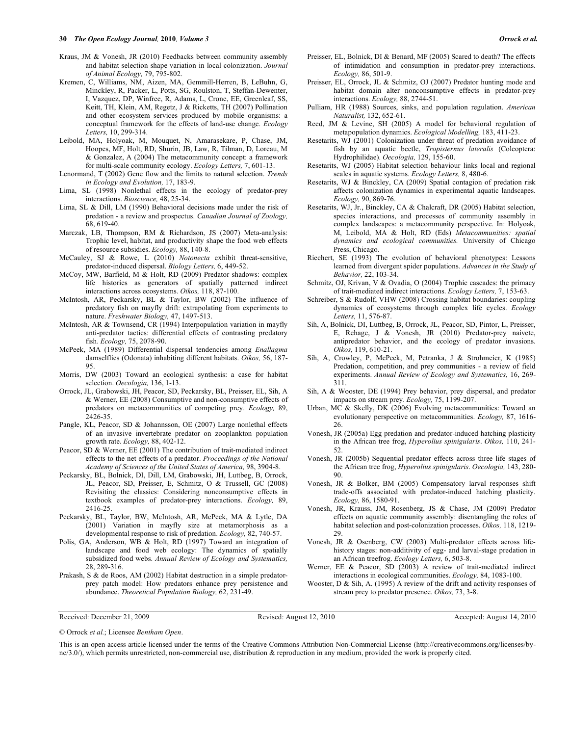Kraus, JM & Vonesh, JR (2010) Feedbacks between community assembly and habitat selection shape variation in local colonization. *Journal of Animal Ecology,* 79, 795-802.

Kremen, C, Williams, NM, Aizen, MA, Gemmill-Herren, B, LeBuhn, G, Minckley, R, Packer, L, Potts, SG, Roulston, T, Steffan-Dewenter, I, Vazquez, DP, Winfree, R, Adams, L, Crone, EE, Greenleaf, SS, Keitt, TH, Klein, AM, Regetz, J & Ricketts, TH (2007) Pollination and other ecosystem services produced by mobile organisms: a conceptual framework for the effects of land-use change. *Ecology Letters,* 10, 299-314.

Leibold, MA, Holyoak, M, Mouquet, N, Amarasekare, P, Chase, JM, Hoopes, MF, Holt, RD, Shurin, JB, Law, R, Tilman, D, Loreau, M & Gonzalez, A (2004) The metacommunity concept: a framework for multi-scale community ecology. *Ecology Letters,* 7, 601-13.

Lenormand, T (2002) Gene flow and the limits to natural selection. *Trends in Ecology and Evolution,* 17, 183-9.

Lima, SL (1998) Nonlethal effects in the ecology of predator-prey interactions. *Bioscience,* 48, 25-34.

Lima, SL & Dill, LM (1990) Behavioral decisions made under the risk of predation - a review and prospectus. *Canadian Journal of Zoology,* 68, 619-40.

Marczak, LB, Thompson, RM & Richardson, JS (2007) Meta-analysis: Trophic level, habitat, and productivity shape the food web effects of resource subsidies. *Ecology,* 88, 140-8.

McCauley, SJ & Rowe, L (2010) *Notonecta* exhibit threat-sensitive, predator-induced dispersal. *Biology Letters,* 6, 449-52.

McCoy, MW, Barfield, M & Holt, RD (2009) Predator shadows: complex life histories as generators of spatially patterned indirect interactions across ecosystems. *Oikos,* 118, 87-100.

McIntosh, AR, Peckarsky, BL & Taylor, BW (2002) The influence of predatory fish on mayfly drift: extrapolating from experiments to nature. *Freshwater Biology,* 47, 1497-513.

McIntosh, AR & Townsend, CR (1994) Interpopulation variation in mayfly anti-predator tactics: differential effects of contrasting predatory fish. *Ecology,* 75, 2078-90.

McPeek, MA (1989) Differential dispersal tendencies among *Enallagma* damselflies (Odonata) inhabiting different habitats. *Oikos,* 56, 187-95.

Morris, DW (2003) Toward an ecological synthesis: a case for habitat selection. *Oecologia,* 136, 1-13.

Orrock, JL, Grabowski, JH, Peacor, SD, Peckarsky, BL, Preisser, EL, Sih, A & Werner, EE (2008) Consumptive and non-consumptive effects of predators on metacommunities of competing prey. *Ecology,* 89, 2426-35.

Pangle, KL, Peacor, SD & Johannsson, OE (2007) Large nonlethal effects of an invasive invertebrate predator on zooplankton population growth rate. *Ecology,* 88, 402-12.

Peacor, SD & Werner, EE (2001) The contribution of trait-mediated indirect effects to the net effects of a predator. *Proceedings of the National Academy of Sciences of the United States of America,* 98, 3904-8.

Peckarsky, BL, Bolnick, DI, Dill, LM, Grabowski, JH, Luttbeg, B, Orrock, JL, Peacor, SD, Preisser, E, Schmitz, O & Trussell, GC (2008) Revisiting the classics: Considering nonconsumptive effects in textbook examples of predator-prey interactions. *Ecology,* 89, 2416-25.

Peckarsky, BL, Taylor, BW, McIntosh, AR, McPeek, MA & Lytle, DA (2001) Variation in mayfly size at metamorphosis as a developmental response to risk of predation. *Ecology,* 82, 740-57.

Polis, GA, Anderson, WB & Holt, RD (1997) Toward an integration of landscape and food web ecology: The dynamics of spatially subsidized food webs. *Annual Review of Ecology and Systematics,* 28, 289-316.

Prakash, S & de Roos, AM (2002) Habitat destruction in a simple predator-prey patch model: How predators enhance prey persistence and abundance. *Theoretical Population Biology,* 62, 231-49.

Preisser, EL, Bolnick, DI & Benard, MF (2005) Scared to death? The effects of intimidation and consumption in predator-prey interactions. *Ecology,* 86, 501-9.

Preisser, EL, Orrock, JL & Schmitz, OJ (2007) Predator hunting mode and habitat domain alter nonconsumptive effects in predator-prey interactions. *Ecology,* 88, 2744-51.

Pulliam, HR (1988) Sources, sinks, and population regulation. *American Naturalist,* 132, 652-61.

Reed, JM & Levine, SH (2005) A model for behavioral regulation of metapopulation dynamics. *Ecological Modelling,* 183, 411-23.

Resetarits, WJ (2001) Colonization under threat of predation avoidance of fish by an aquatic beetle, *Tropisternus lateralis* (Coleoptera: Hydrophilidae). *Oecologia,* 129, 155-60.

Resetarits, WJ (2005) Habitat selection behaviour links local and regional scales in aquatic systems. *Ecology Letters,* 8, 480-6.

Resetarits, WJ & Binckley, CA (2009) Spatial contagion of predation risk affects colonization dynamics in experimental aquatic landscapes. *Ecology,* 90, 869-76.

Resetarits, WJ, Jr., Binckley, CA & Chalcraft, DR (2005) Habitat selection, species interactions, and processes of community assembly in complex landscapes: a metacommunity perspective. In: Holyoak, M, Leibold, MA & Holt, RD (Eds) *Metacommunities: spatial dynamics and ecological communities.* University of Chicago Press, Chicago.

Riechert, SE (1993) The evolution of behavioral phenotypes: Lessons learned from divergent spider populations. *Advances in the Study of Behavior,* 22, 103-34.

Schmitz, OJ, Krivan, V & Ovadia, O (2004) Trophic cascades: the primacy of trait-mediated indirect interactions. *Ecology Letters,* 7, 153-63.

Schreiber, S & Rudolf, VHW (2008) Crossing habitat boundaries: coupling dynamics of ecosystems through complex life cycles. *Ecology Letters,* 11, 576-87.

Sih, A, Bolnick, DI, Luttbeg, B, Orrock, JL, Peacor, SD, Pintor, L, Preisser, E, Rehage, J & Vonesh, JR (2010) Predator-prey naivete, antipredator behavior, and the ecology of predator invasions. *Oikos,* 119, 610-21.

Sih, A, Crowley, P, McPeek, M, Petranka, J & Strohmeier, K (1985) Predation, competition, and prey communities - a review of field experiments. *Annual Review of Ecology and Systematics,* 16, 269-311.

Sih, A & Wooster, DE (1994) Prey behavior, prey dispersal, and predator impacts on stream prey. *Ecology,* 75, 1199-207.

Urban, MC & Skelly, DK (2006) Evolving metacommunities: Toward an evolutionary perspective on metacommunities. *Ecology,* 87, 1616-26.

Vonesh, JR (2005a) Egg predation and predator-induced hatching plasticity in the African tree frog, *Hyperolius spinigularis*. *Oikos,* 110, 241-52.

Vonesh, JR (2005b) Sequential predator effects across three life stages of the African tree frog, *Hyperolius spinigularis*. *Oecologia,* 143, 280-90.

Vonesh, JR & Bolker, BM (2005) Compensatory larval responses shift trade-offs associated with predator-induced hatching plasticity. *Ecology,* 86, 1580-91.

Vonesh, JR, Krauss, JM, Rosenberg, JS & Chase, JM (2009) Predator effects on aquatic community assembly: disentangling the roles of habitat selection and post-colonization processes. *Oikos,* 118, 1219-29.

Vonesh, JR & Osenberg, CW (2003) Multi-predator effects across life-history stages: non-additivity of egg- and larval-stage predation in an African treefrog. *Ecology Letters,* 6, 503-8.

Werner, EE & Peacor, SD (2003) A review of trait-mediated indirect interactions in ecological communities. *Ecology,* 84, 1083-100.

Wooster, D & Sih, A. (1995) A review of the drift and activity responses of stream prey to predator presence. *Oikos,* 73, 3-8.

Received: December 21, 2009 Revised: August 12, 2010 Accepted: August 14, 2010

© Orrock *et al.*; Licensee *Bentham Open*.

This is an open access article licensed under the terms of the Creative Commons Attribution Non-Commercial License (http://creativecommons.org/licenses/by-nc/3.0/), which permits unrestricted, non-commercial use, distribution & reproduction in any medium, provided the work is properly cited.